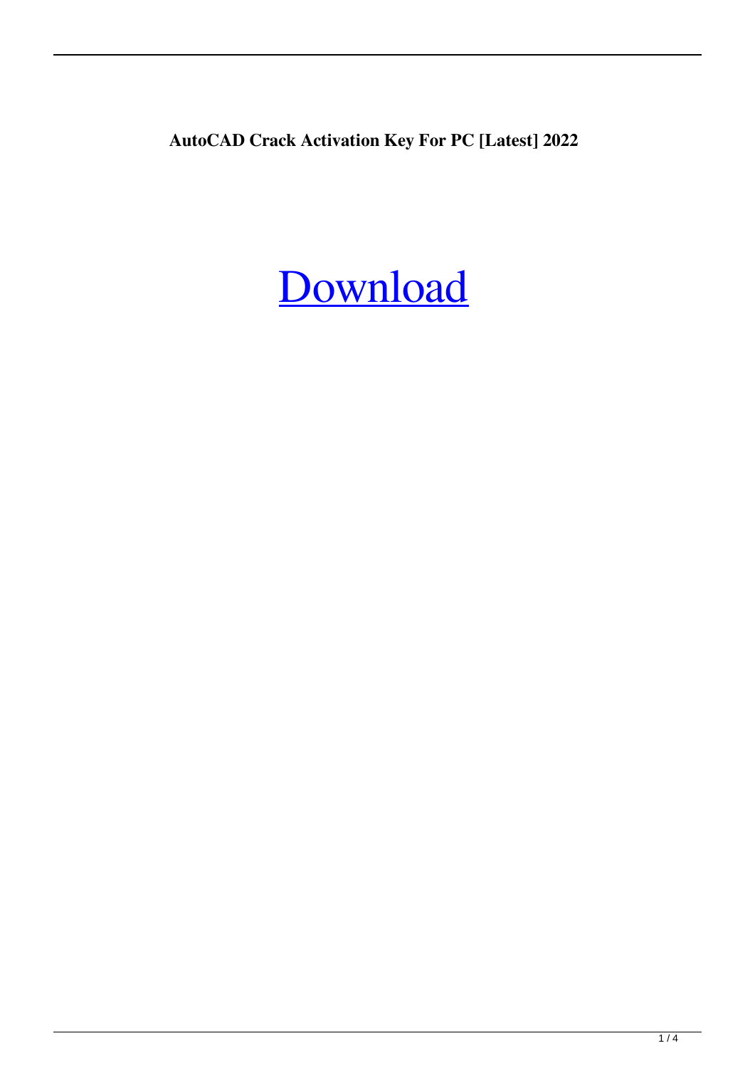**AutoCAD Crack Activation Key For PC [Latest] 2022**

Download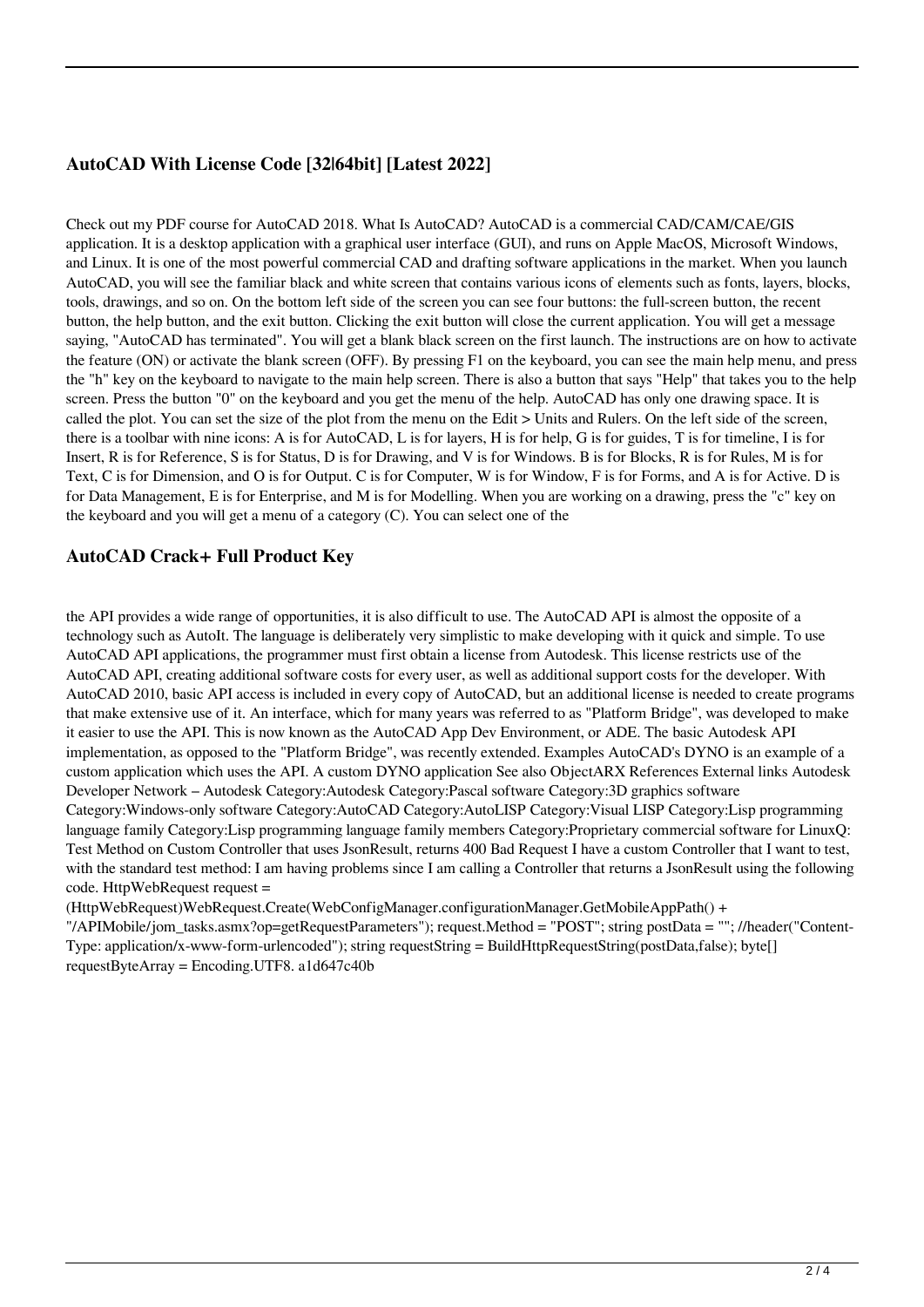## AutoCAD With License Code [32|64bit] [Latest 2022]

Check out my PDF course for AutoCAD 2018. What Is AutoCAD? AutoCAD is a commercial CAD/CAM/CAE/GIS application. It is a desktop application with a graphical user interface (GUI), and runs on Apple MacOS, Microsoft Windows, and Linux. It is one of the most powerful commercial CAD and drafting software applications in the market. When you launch AutoCAD, you will see the familiar black and white screen that contains various icons of elements such as fonts, layers, blocks, tools, drawings, and so on. On the bottom left side of the screen you can see four buttons: the full-screen button, the recent button, the help button, and the exit button. Clicking the exit button will close the current application. You will get a message saying, "AutoCAD has terminated". You will get a blank black screen on the first launch. The instructions are on how to activate the feature (ON) or activate the blank screen (OFF). By pressing F1 on the keyboard, you can see the main help menu, and press the "h" key on the keyboard to navigate to the main help screen. There is also a button that says "Help" that takes you to the help screen. Press the button "0" on the keyboard and you get the menu of the help. AutoCAD has only one drawing space. It is called the plot. You can set the size of the plot from the menu on the Edit > Units and Rulers. On the left side of the screen, there is a toolbar with nine icons: A is for AutoCAD, L is for layers, H is for help, G is for guides, T is for timeline, I is for Insert, R is for Reference, S is for Status, D is for Drawing, and V is for Windows. B is for Blocks, R is for Rules, M is for Text, C is for Dimension, and O is for Output. C is for Computer, W is for Window, F is for Forms, and A is for Active. D is for Data Management, E is for Enterprise, and M is for Modelling. When you are working on a drawing, press the "c" key on the keyboard and you will get a menu of a category (C). You can select one of the

## AutoCAD Crack+ Full Product Key

the API provides a wide range of opportunities, it is also difficult to use. The AutoCAD API is almost the opposite of a technology such as AutoIt. The language is deliberately very simplistic to make developing with it quick and simple. To use AutoCAD API applications, the programmer must first obtain a license from Autodesk. This license restricts use of the AutoCAD API, creating additional software costs for every user, as well as additional support costs for the developer. With AutoCAD 2010, basic API access is included in every copy of AutoCAD, but an additional license is needed to create programs that make extensive use of it. An interface, which for many years was referred to as "Platform Bridge", was developed to make it easier to use the API. This is now known as the AutoCAD App Dev Environment, or ADE. The basic Autodesk API implementation, as opposed to the "Platform Bridge", was recently extended. Examples AutoCAD's DYNO is an example of a custom application which uses the API. A custom DYNO application See also ObjectARX References External links Autodesk Developer Network – Autodesk Category:Autodesk Category:Pascal software Category:3D graphics software Category:Windows-only software Category:AutoCAD Category:AutoLISP Category:Visual LISP Category:Lisp programming language family Category:Lisp programming language family members Category:Proprietary commercial software for LinuxQ: Test Method on Custom Controller that uses JsonResult, returns 400 Bad Request I have a custom Controller that I want to test, with the standard test method: I am having problems since I am calling a Controller that returns a JsonResult using the following code. HttpWebRequest request = (HttpWebRequest)WebRequest.Create(WebConfigManager.configurationManager.GetMobileAppPath() + "/APIMobile/jom_tasks.asmx?op=getRequestParameters"); request.Method = "POST"; string postData = ""; //header("Content-Type: application/x-www-form-urlencoded"); string requestString = BuildHttpRequestString(postData,false); byte[] requestByteArray = Encoding.UTF8. a1d647c40b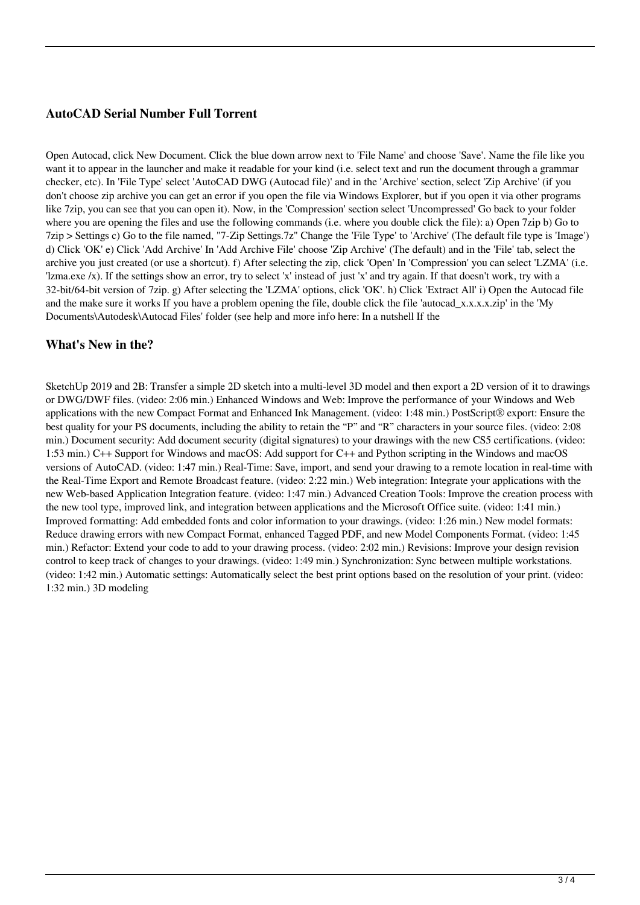## AutoCAD Serial Number Full Torrent

Open Autocad, click New Document. Click the blue down arrow next to 'File Name' and choose 'Save'. Name the file like you want it to appear in the launcher and make it readable for your kind (i.e. select text and run the document through a grammar checker, etc). In 'File Type' select 'AutoCAD DWG (Autocad file)' and in the 'Archive' section, select 'Zip Archive' (if you don't choose zip archive you can get an error if you open the file via Windows Explorer, but if you open it via other programs like 7zip, you can see that you can open it). Now, in the 'Compression' section select 'Uncompressed' Go back to your folder where you are opening the files and use the following commands (i.e. where you double click the file): a) Open 7zip b) Go to 7zip > Settings c) Go to the file named, "7-Zip Settings.7z" Change the 'File Type' to 'Archive' (The default file type is 'Image') d) Click 'OK' e) Click 'Add Archive' In 'Add Archive File' choose 'Zip Archive' (The default) and in the 'File' tab, select the archive you just created (or use a shortcut). f) After selecting the zip, click 'Open' In 'Compression' you can select 'LZMA' (i.e. 'lzma.exe /x). If the settings show an error, try to select 'x' instead of just 'x' and try again. If that doesn't work, try with a 32-bit/64-bit version of 7zip. g) After selecting the 'LZMA' options, click 'OK'. h) Click 'Extract All' i) Open the Autocad file and the make sure it works If you have a problem opening the file, double click the file 'autocad_x.x.x.x.zip' in the 'My Documents\Autodesk\Autocad Files' folder (see help and more info here: In a nutshell If the

## What's New in the?

SketchUp 2019 and 2B: Transfer a simple 2D sketch into a multi-level 3D model and then export a 2D version of it to drawings or DWG/DWF files. (video: 2:06 min.) Enhanced Windows and Web: Improve the performance of your Windows and Web applications with the new Compact Format and Enhanced Ink Management. (video: 1:48 min.) PostScript® export: Ensure the best quality for your PS documents, including the ability to retain the "P" and "R" characters in your source files. (video: 2:08 min.) Document security: Add document security (digital signatures) to your drawings with the new CS5 certifications. (video: 1:53 min.) C++ Support for Windows and macOS: Add support for C++ and Python scripting in the Windows and macOS versions of AutoCAD. (video: 1:47 min.) Real-Time: Save, import, and send your drawing to a remote location in real-time with the Real-Time Export and Remote Broadcast feature. (video: 2:22 min.) Web integration: Integrate your applications with the new Web-based Application Integration feature. (video: 1:47 min.) Advanced Creation Tools: Improve the creation process with the new tool type, improved link, and integration between applications and the Microsoft Office suite. (video: 1:41 min.) Improved formatting: Add embedded fonts and color information to your drawings. (video: 1:26 min.) New model formats: Reduce drawing errors with new Compact Format, enhanced Tagged PDF, and new Model Components Format. (video: 1:45 min.) Refactor: Extend your code to add to your drawing process. (video: 2:02 min.) Revisions: Improve your design revision control to keep track of changes to your drawings. (video: 1:49 min.) Synchronization: Sync between multiple workstations. (video: 1:42 min.) Automatic settings: Automatically select the best print options based on the resolution of your print. (video: 1:32 min.) 3D modeling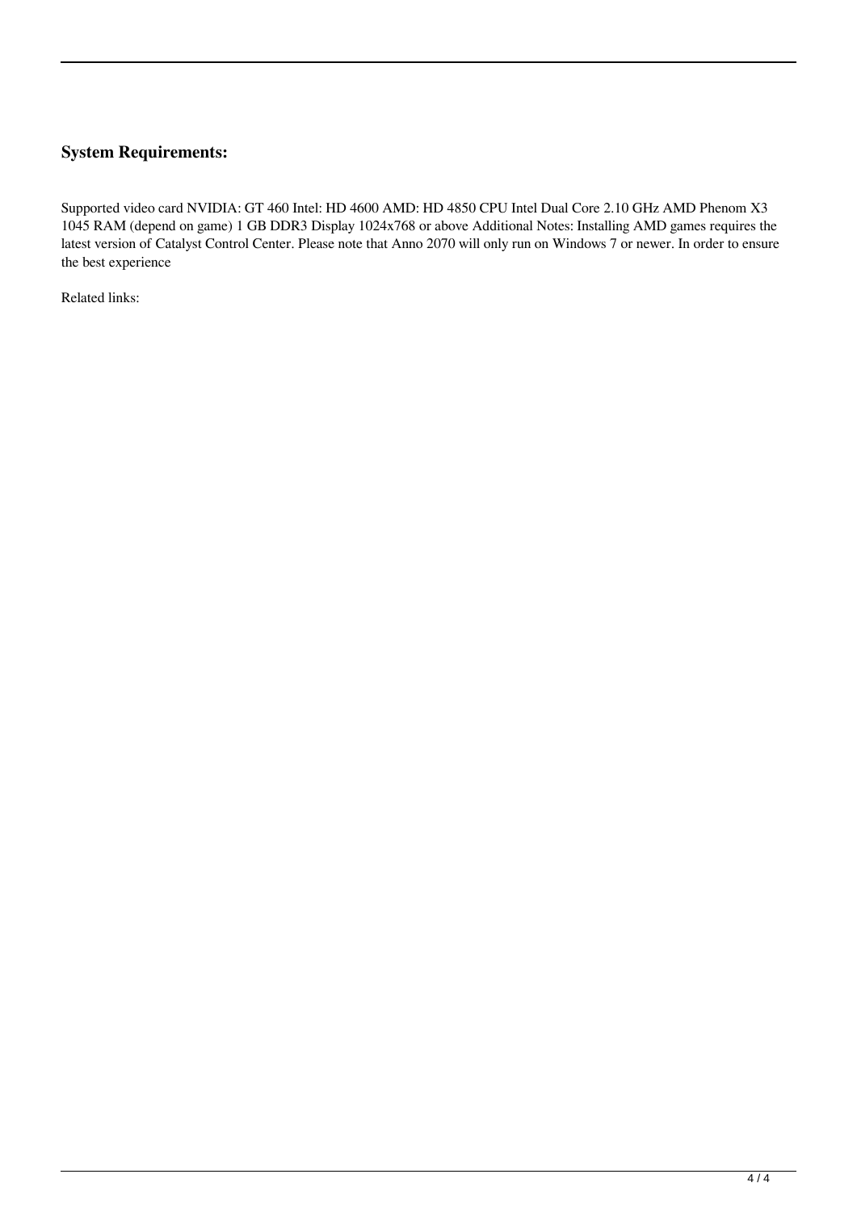### System Requirements:

Supported video card NVIDIA: GT 460 Intel: HD 4600 AMD: HD 4850 CPU Intel Dual Core 2.10 GHz AMD Phenom X3 1045 RAM (depend on game) 1 GB DDR3 Display 1024x768 or above Additional Notes: Installing AMD games requires the latest version of Catalyst Control Center. Please note that Anno 2070 will only run on Windows 7 or newer. In order to ensure the best experience

Related links: